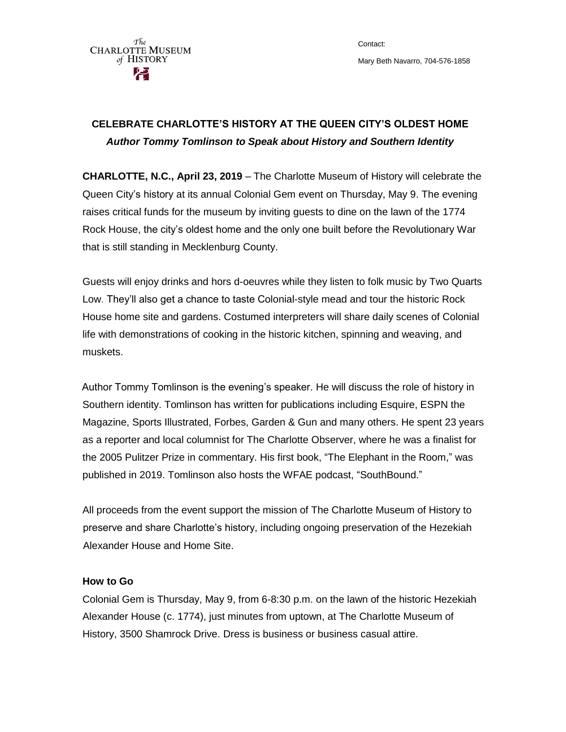The Charlotte Museum of History

Contact:

Mary Beth Navarro, 704-576-1858

# CELEBRATE CHARLOTTE'S HISTORY AT THE QUEEN CITY'S OLDEST HOME

***Author Tommy Tomlinson to Speak about History and Southern Identity***

**CHARLOTTE, N.C., April 23, 2019** – The Charlotte Museum of History will celebrate the Queen City's history at its annual Colonial Gem event on Thursday, May 9. The evening raises critical funds for the museum by inviting guests to dine on the lawn of the 1774 Rock House, the city's oldest home and the only one built before the Revolutionary War that is still standing in Mecklenburg County.

Guests will enjoy drinks and hors d-oeuvres while they listen to folk music by Two Quarts Low. They'll also get a chance to taste Colonial-style mead and tour the historic Rock House home site and gardens. Costumed interpreters will share daily scenes of Colonial life with demonstrations of cooking in the historic kitchen, spinning and weaving, and muskets.

Author Tommy Tomlinson is the evening's speaker. He will discuss the role of history in Southern identity. Tomlinson has written for publications including Esquire, ESPN the Magazine, Sports Illustrated, Forbes, Garden & Gun and many others. He spent 23 years as a reporter and local columnist for The Charlotte Observer, where he was a finalist for the 2005 Pulitzer Prize in commentary. His first book, "The Elephant in the Room," was published in 2019. Tomlinson also hosts the WFAE podcast, "SouthBound."

All proceeds from the event support the mission of The Charlotte Museum of History to preserve and share Charlotte's history, including ongoing preservation of the Hezekiah Alexander House and Home Site.

**How to Go**

Colonial Gem is Thursday, May 9, from 6-8:30 p.m. on the lawn of the historic Hezekiah Alexander House (c. 1774), just minutes from uptown, at The Charlotte Museum of History, 3500 Shamrock Drive. Dress is business or business casual attire.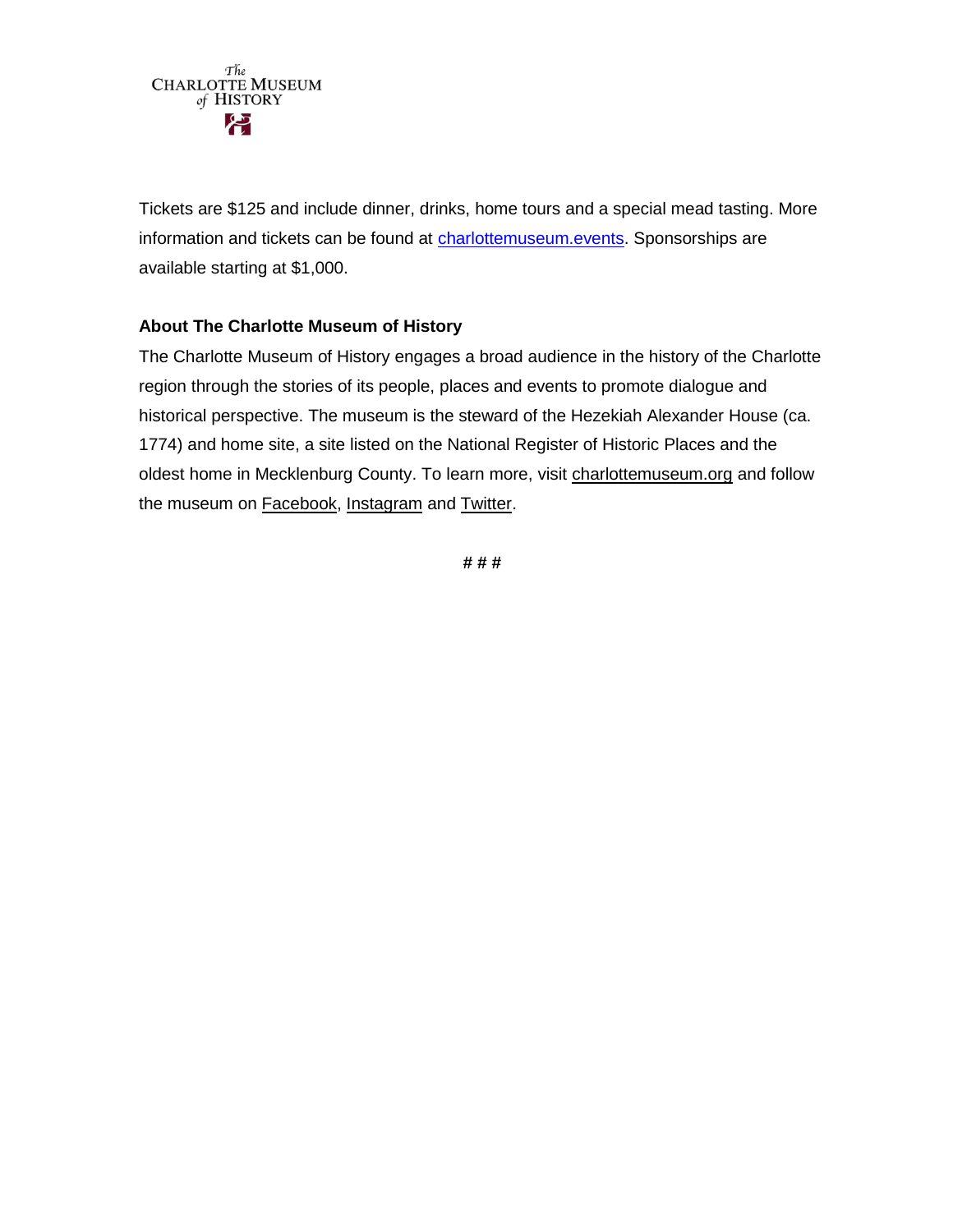Tickets are $125 and include dinner, drinks, home tours and a special mead tasting. More information and tickets can be found at [charlottemuseum.events](charlottemuseum.events). Sponsorships are available starting at $1,000.

**About The Charlotte Museum of History**

The Charlotte Museum of History engages a broad audience in the history of the Charlotte region through the stories of its people, places and events to promote dialogue and historical perspective. The museum is the steward of the Hezekiah Alexander House (ca. 1774) and home site, a site listed on the National Register of Historic Places and the oldest home in Mecklenburg County. To learn more, visit charlottemuseum.org and follow the museum on Facebook, Instagram and Twitter.

# # #